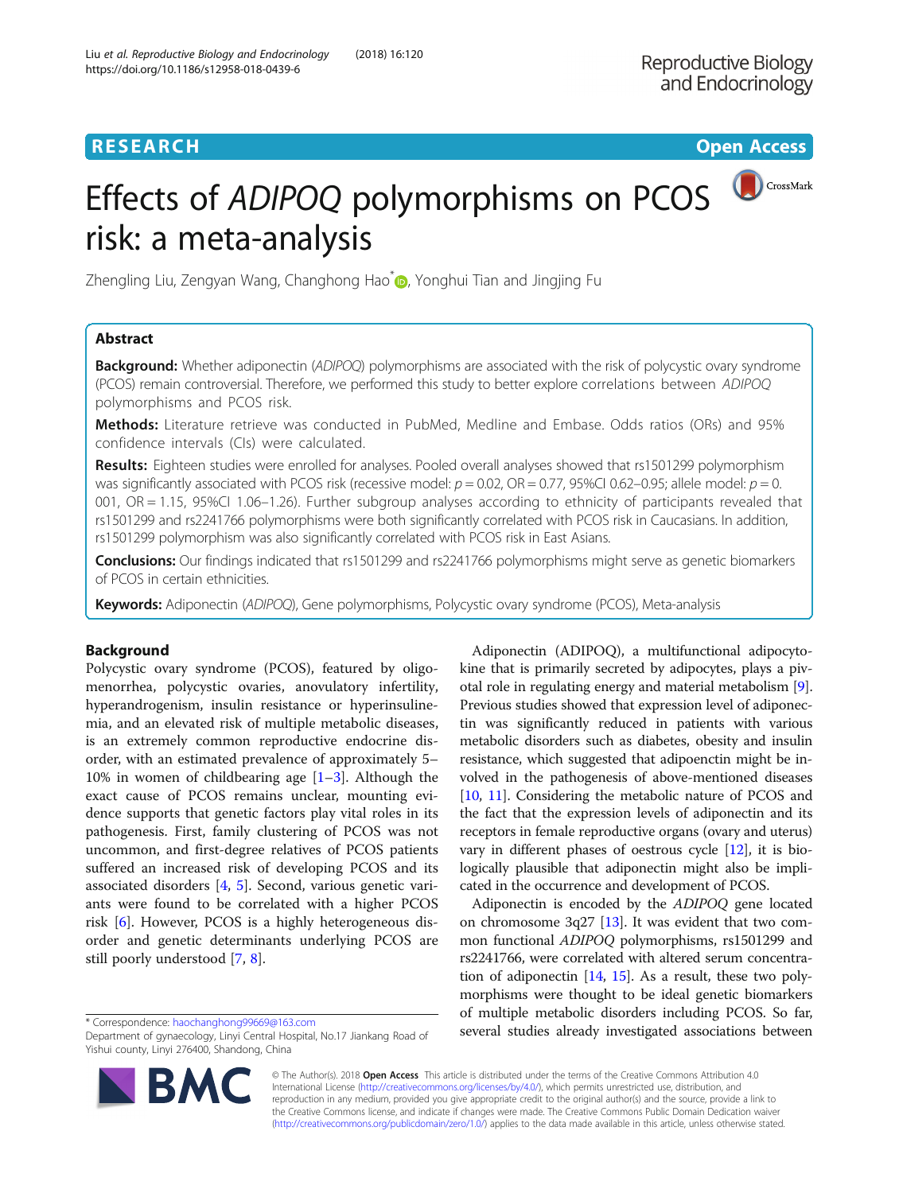RESEARCH

Open Access

# Effects of *ADIPOQ* polymorphisms on PCOS risk: a meta-analysis

Zhengling Liu, Zengyan Wang, Changhong Hao*, Yonghui Tian and Jingjing Fu

## Abstract

**Background:** Whether adiponectin (*ADIPOQ*) polymorphisms are associated with the risk of polycystic ovary syndrome (PCOS) remain controversial. Therefore, we performed this study to better explore correlations between *ADIPOQ* polymorphisms and PCOS risk.

**Methods:** Literature retrieve was conducted in PubMed, Medline and Embase. Odds ratios (ORs) and 95% confidence intervals (CIs) were calculated.

**Results:** Eighteen studies were enrolled for analyses. Pooled overall analyses showed that rs1501299 polymorphism was significantly associated with PCOS risk (recessive model: $p = 0.02$, OR = 0.77, 95%CI 0.62–0.95; allele model: $p = 0.001$, OR = 1.15, 95%CI 1.06–1.26). Further subgroup analyses according to ethnicity of participants revealed that rs1501299 and rs2241766 polymorphisms were both significantly correlated with PCOS risk in Caucasians. In addition, rs1501299 polymorphism was also significantly correlated with PCOS risk in East Asians.

**Conclusions:** Our findings indicated that rs1501299 and rs2241766 polymorphisms might serve as genetic biomarkers of PCOS in certain ethnicities.

**Keywords:** Adiponectin (*ADIPOQ*), Gene polymorphisms, Polycystic ovary syndrome (PCOS), Meta-analysis

## Background

Polycystic ovary syndrome (PCOS), featured by oligomenorrhea, polycystic ovaries, anovulatory infertility, hyperandrogenism, insulin resistance or hyperinsulinemia, and an elevated risk of multiple metabolic diseases, is an extremely common reproductive endocrine disorder, with an estimated prevalence of approximately 5–10% in women of childbearing age [1–3]. Although the exact cause of PCOS remains unclear, mounting evidence supports that genetic factors play vital roles in its pathogenesis. First, family clustering of PCOS was not uncommon, and first-degree relatives of PCOS patients suffered an increased risk of developing PCOS and its associated disorders [4, 5]. Second, various genetic variants were found to be correlated with a higher PCOS risk [6]. However, PCOS is a highly heterogeneous disorder and genetic determinants underlying PCOS are still poorly understood [7, 8].

Adiponectin (ADIPOQ), a multifunctional adipocytokine that is primarily secreted by adipocytes, plays a pivotal role in regulating energy and material metabolism [9]. Previous studies showed that expression level of adiponectin was significantly reduced in patients with various metabolic disorders such as diabetes, obesity and insulin resistance, which suggested that adipoenctin might be involved in the pathogenesis of above-mentioned diseases [10, 11]. Considering the metabolic nature of PCOS and the fact that the expression levels of adiponectin and its receptors in female reproductive organs (ovary and uterus) vary in different phases of oestrous cycle [12], it is biologically plausible that adiponectin might also be implicated in the occurrence and development of PCOS.

Adiponectin is encoded by the *ADIPOQ* gene located on chromosome 3q27 [13]. It was evident that two common functional *ADIPOQ* polymorphisms, rs1501299 and rs2241766, were correlated with altered serum concentration of adiponectin [14, 15]. As a result, these two polymorphisms were thought to be ideal genetic biomarkers of multiple metabolic disorders including PCOS. So far, several studies already investigated associations between

* Correspondence: haochanghong99669@163.com
Department of gynaecology, Linyi Central Hospital, No.17 Jiankang Road of Yishui county, Linyi 276400, Shandong, China

© The Author(s). 2018 **Open Access** This article is distributed under the terms of the Creative Commons Attribution 4.0 International License (http://creativecommons.org/licenses/by/4.0/), which permits unrestricted use, distribution, and reproduction in any medium, provided you give appropriate credit to the original author(s) and the source, provide a link to the Creative Commons license, and indicate if changes were made. The Creative Commons Public Domain Dedication waiver (http://creativecommons.org/publicdomain/zero/1.0/) applies to the data made available in this article, unless otherwise stated.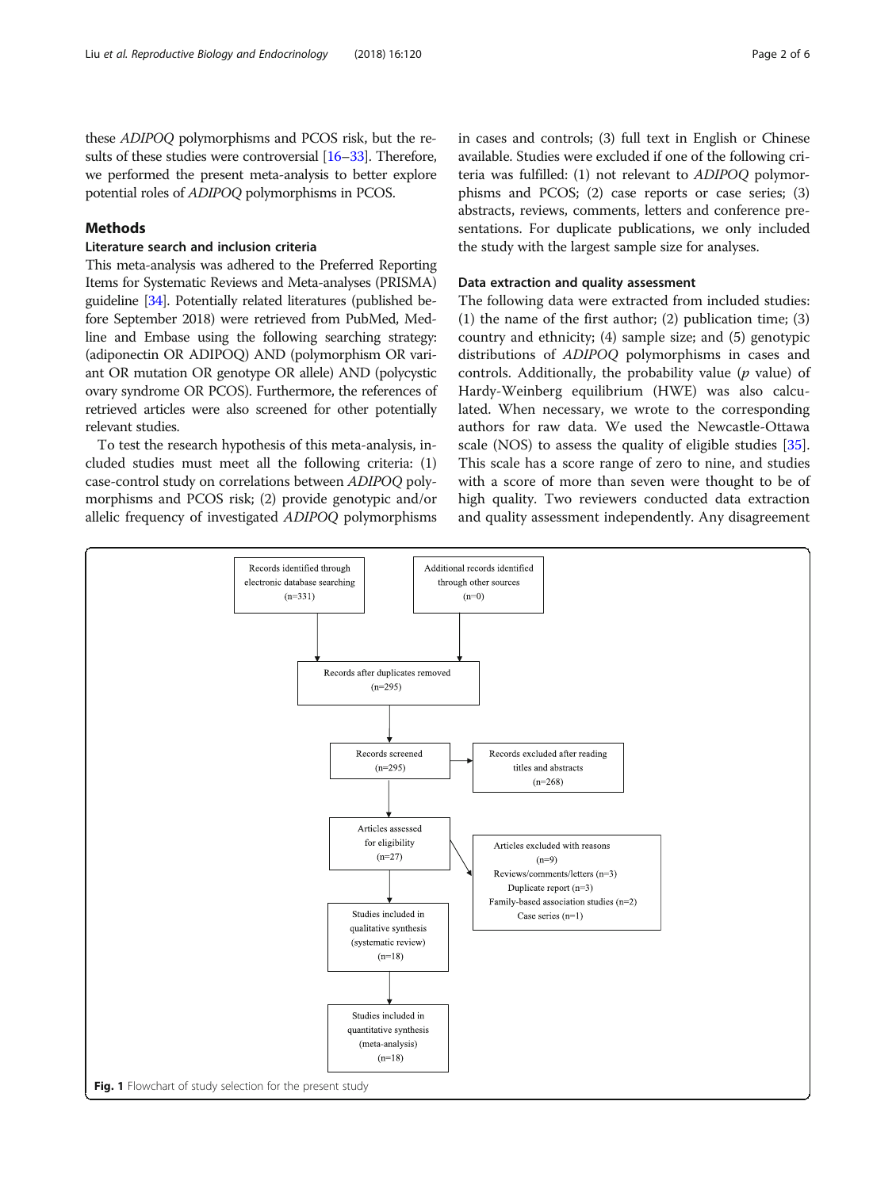these *ADIPOQ* polymorphisms and PCOS risk, but the results of these studies were controversial [16–33]. Therefore, we performed the present meta-analysis to better explore potential roles of *ADIPOQ* polymorphisms in PCOS.

## Methods

### Literature search and inclusion criteria

This meta-analysis was adhered to the Preferred Reporting Items for Systematic Reviews and Meta-analyses (PRISMA) guideline [34]. Potentially related literatures (published before September 2018) were retrieved from PubMed, Medline and Embase using the following searching strategy: (adiponectin OR ADIPOQ) AND (polymorphism OR variant OR mutation OR genotype OR allele) AND (polycystic ovary syndrome OR PCOS). Furthermore, the references of retrieved articles were also screened for other potentially relevant studies.

To test the research hypothesis of this meta-analysis, included studies must meet all the following criteria: (1) case-control study on correlations between *ADIPOQ* polymorphisms and PCOS risk; (2) provide genotypic and/or allelic frequency of investigated *ADIPOQ* polymorphisms in cases and controls; (3) full text in English or Chinese available. Studies were excluded if one of the following criteria was fulfilled: (1) not relevant to *ADIPOQ* polymorphisms and PCOS; (2) case reports or case series; (3) abstracts, reviews, comments, letters and conference presentations. For duplicate publications, we only included the study with the largest sample size for analyses.

### Data extraction and quality assessment

The following data were extracted from included studies: (1) the name of the first author; (2) publication time; (3) country and ethnicity; (4) sample size; and (5) genotypic distributions of *ADIPOQ* polymorphisms in cases and controls. Additionally, the probability value ($p$ value) of Hardy-Weinberg equilibrium (HWE) was also calculated. When necessary, we wrote to the corresponding authors for raw data. We used the Newcastle-Ottawa scale (NOS) to assess the quality of eligible studies [35]. This scale has a score range of zero to nine, and studies with a score of more than seven were thought to be of high quality. Two reviewers conducted data extraction and quality assessment independently. Any disagreement

Records identified through electronic database searching (n=331)

Additional records identified through other sources (n=0)

Records after duplicates removed (n=295)

Records screened (n=295)

Records excluded after reading titles and abstracts (n=268)

Articles assessed for eligibility (n=27)

Articles excluded with reasons (n=9)
Reviews/comments/letters (n=3)
Duplicate report (n=3)
Family-based association studies (n=2)
Case series (n=1)

Studies included in qualitative synthesis (systematic review) (n=18)

Studies included in quantitative synthesis (meta-analysis) (n=18)

**Fig. 1** Flowchart of study selection for the present study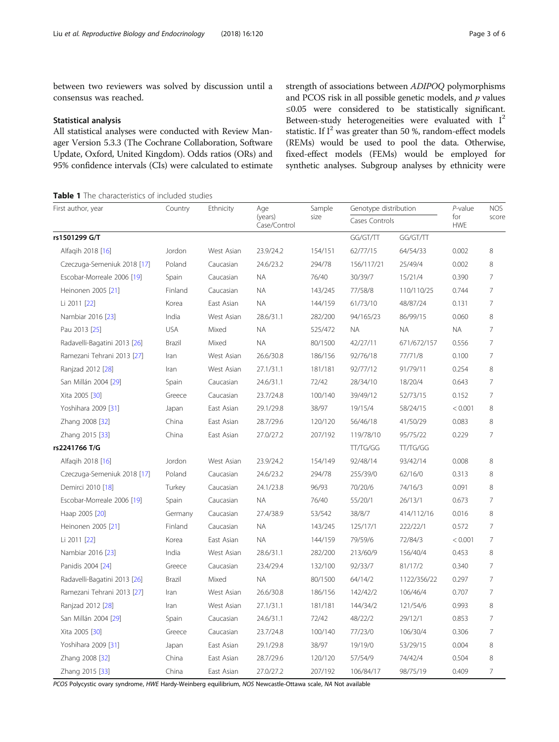between two reviewers was solved by discussion until a consensus was reached.

### Statistical analysis

All statistical analyses were conducted with Review Manager Version 5.3.3 (The Cochrane Collaboration, Software Update, Oxford, United Kingdom). Odds ratios (ORs) and 95% confidence intervals (CIs) were calculated to estimate strength of associations between *ADIPOQ* polymorphisms and PCOS risk in all possible genetic models, and *p* values ≤0.05 were considered to be statistically significant. Between-study heterogeneities were evaluated with $I^2$ statistic. If $I^2$ was greater than 50 %, random-effect models (REMs) would be used to pool the data. Otherwise, fixed-effect models (FEMs) would be employed for synthetic analyses. Subgroup analyses by ethnicity were

**Table 1** The characteristics of included studies

| First author, year | Country | Ethnicity | Age (years) Case/Control | Sample size | Genotype distribution | | *P*-value for HWE | NOS score |
|---|---|---|---|---|---|---|---|---|
| | | | | | Cases | Controls | | |
| **rs1501299 G/T** | | | | | GG/GT/TT | GG/GT/TT | | |
| Alfaqih 2018 [16] | Jordon | West Asian | 23.9/24.2 | 154/151 | 62/77/15 | 64/54/33 | 0.002 | 8 |
| Czeczuga-Semeniuk 2018 [17] | Poland | Caucasian | 24.6/23.2 | 294/78 | 156/117/21 | 25/49/4 | 0.002 | 8 |
| Escobar-Morreale 2006 [19] | Spain | Caucasian | NA | 76/40 | 30/39/7 | 15/21/4 | 0.390 | 7 |
| Heinonen 2005 [21] | Finland | Caucasian | NA | 143/245 | 77/58/8 | 110/110/25 | 0.744 | 7 |
| Li 2011 [22] | Korea | East Asian | NA | 144/159 | 61/73/10 | 48/87/24 | 0.131 | 7 |
| Nambiar 2016 [23] | India | West Asian | 28.6/31.1 | 282/200 | 94/165/23 | 86/99/15 | 0.060 | 8 |
| Pau 2013 [25] | USA | Mixed | NA | 525/472 | NA | NA | NA | 7 |
| Radavelli-Bagatini 2013 [26] | Brazil | Mixed | NA | 80/1500 | 42/27/11 | 671/672/157 | 0.556 | 7 |
| Ramezani Tehrani 2013 [27] | Iran | West Asian | 26.6/30.8 | 186/156 | 92/76/18 | 77/71/8 | 0.100 | 7 |
| Ranjzad 2012 [28] | Iran | West Asian | 27.1/31.1 | 181/181 | 92/77/12 | 91/79/11 | 0.254 | 8 |
| San Millán 2004 [29] | Spain | Caucasian | 24.6/31.1 | 72/42 | 28/34/10 | 18/20/4 | 0.643 | 7 |
| Xita 2005 [30] | Greece | Caucasian | 23.7/24.8 | 100/140 | 39/49/12 | 52/73/15 | 0.152 | 7 |
| Yoshihara 2009 [31] | Japan | East Asian | 29.1/29.8 | 38/97 | 19/15/4 | 58/24/15 | < 0.001 | 8 |
| Zhang 2008 [32] | China | East Asian | 28.7/29.6 | 120/120 | 56/46/18 | 41/50/29 | 0.083 | 8 |
| Zhang 2015 [33] | China | East Asian | 27.0/27.2 | 207/192 | 119/78/10 | 95/75/22 | 0.229 | 7 |
| **rs2241766 T/G** | | | | | TT/TG/GG | TT/TG/GG | | |
| Alfaqih 2018 [16] | Jordon | West Asian | 23.9/24.2 | 154/149 | 92/48/14 | 93/42/14 | 0.008 | 8 |
| Czeczuga-Semeniuk 2018 [17] | Poland | Caucasian | 24.6/23.2 | 294/78 | 255/39/0 | 62/16/0 | 0.313 | 8 |
| Demirci 2010 [18] | Turkey | Caucasian | 24.1/23.8 | 96/93 | 70/20/6 | 74/16/3 | 0.091 | 8 |
| Escobar-Morreale 2006 [19] | Spain | Caucasian | NA | 76/40 | 55/20/1 | 26/13/1 | 0.673 | 7 |
| Haap 2005 [20] | Germany | Caucasian | 27.4/38.9 | 53/542 | 38/8/7 | 414/112/16 | 0.016 | 8 |
| Heinonen 2005 [21] | Finland | Caucasian | NA | 143/245 | 125/17/1 | 222/22/1 | 0.572 | 7 |
| Li 2011 [22] | Korea | East Asian | NA | 144/159 | 79/59/6 | 72/84/3 | < 0.001 | 7 |
| Nambiar 2016 [23] | India | West Asian | 28.6/31.1 | 282/200 | 213/60/9 | 156/40/4 | 0.453 | 8 |
| Panidis 2004 [24] | Greece | Caucasian | 23.4/29.4 | 132/100 | 92/33/7 | 81/17/2 | 0.340 | 7 |
| Radavelli-Bagatini 2013 [26] | Brazil | Mixed | NA | 80/1500 | 64/14/2 | 1122/356/22 | 0.297 | 7 |
| Ramezani Tehrani 2013 [27] | Iran | West Asian | 26.6/30.8 | 186/156 | 142/42/2 | 106/46/4 | 0.707 | 7 |
| Ranjzad 2012 [28] | Iran | West Asian | 27.1/31.1 | 181/181 | 144/34/2 | 121/54/6 | 0.993 | 8 |
| San Millán 2004 [29] | Spain | Caucasian | 24.6/31.1 | 72/42 | 48/22/2 | 29/12/1 | 0.853 | 7 |
| Xita 2005 [30] | Greece | Caucasian | 23.7/24.8 | 100/140 | 77/23/0 | 106/30/4 | 0.306 | 7 |
| Yoshihara 2009 [31] | Japan | East Asian | 29.1/29.8 | 38/97 | 19/19/0 | 53/29/15 | 0.004 | 8 |
| Zhang 2008 [32] | China | East Asian | 28.7/29.6 | 120/120 | 57/54/9 | 74/42/4 | 0.504 | 8 |
| Zhang 2015 [33] | China | East Asian | 27.0/27.2 | 207/192 | 106/84/17 | 98/75/19 | 0.409 | 7 |

*PCOS* Polycystic ovary syndrome, *HWE* Hardy-Weinberg equilibrium, *NOS* Newcastle-Ottawa scale, *NA* Not available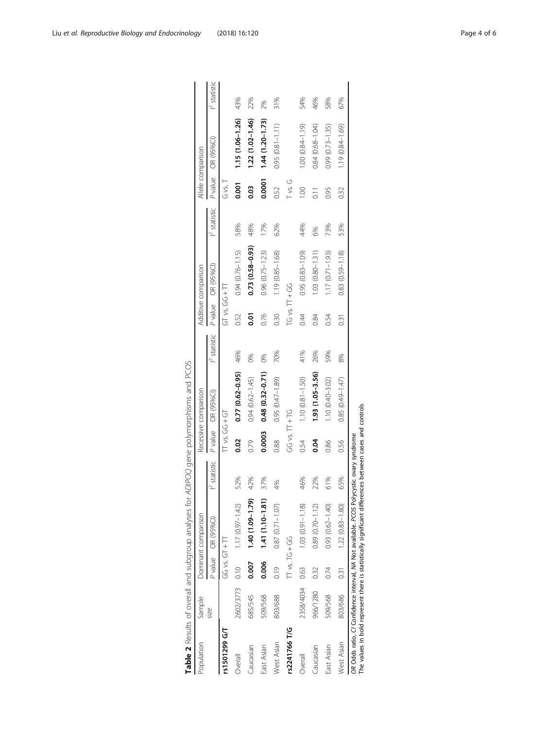**Table 2** Results of overall and subgroup analyses for *ADIPOQ* gene polymorphisms and PCOS

| Population | Sample size | Dominant comparison | | | Recessive comparison | | | Additive comparison | | | Allele comparison | | |
|---|---|---|---|---|---|---|---|---|---|---|---|---|---|
| | | *P* value | OR (95%CI) | $I^2$ statistic | *P* value | OR (95%CI) | $I^2$ statistic | *P* value | OR (95%CI) | $I^2$ statistic | *P* value | OR (95%CI) | $I^2$ statistic |
| **rs1501299 G/T** | | GG vs. GT + TT | | | TT vs. GG + GT | | | GT vs. GG + TT | | | G vs. T | | |
| Overall | 2602/3773 | 0.10 | 1.17 (0.97–1.42) | 52% | **0.02** | **0.77 (0.62–0.95)** | 46% | 0.52 | 0.94 (0.76–1.15) | 58% | **0.001** | **1.15 (1.06–1.26)** | 43% |
| Caucasian | 685/545 | **0.007** | **1.40 (1.09–1.79)** | 42% | 0.79 | 0.94 (0.62–1.45) | 0% | **0.01** | **0.73 (0.58–0.93)** | 48% | **0.03** | **1.22 (1.02–1.46)** | 22% |
| East Asian | 509/568 | **0.006** | **1.41 (1.10–1.81)** | 37% | **0.0003** | **0.48 (0.32–0.71)** | 0% | 0.76 | 0.96 (0.75–1.23) | 17% | **0.0001** | **1.44 (1.20–1.73)** | 2% |
| West Asian | 803/688 | 0.19 | 0.87 (0.71–1.07) | 4% | 0.88 | 0.95 (0.47–1.89) | 70% | 0.30 | 1.19 (0.85–1.68) | 62% | 0.52 | 0.95 (0.81–1.11) | 31% |
| **rs2241766 T/G** | | TT vs. TG + GG | | | GG vs. TT + TG | | | TG vs. TT + GG | | | T vs. G | | |
| Overall | 2358/4034 | 0.63 | 1.03 (0.91–1.18) | 46% | 0.54 | 1.10 (0.81–1.50) | 41% | 0.44 | 0.95 (0.83–1.09) | 44% | 1.00 | 1.00 (0.84–1.19) | 54% |
| Caucasian | 966/1280 | 0.32 | 0.89 (0.70–1.12) | 22% | **0.04** | **1.93 (1.05–3.56)** | 26% | 0.84 | 1.03 (0.80–1.31) | 6% | 0.11 | 0.84 (0.68–1.04) | 46% |
| East Asian | 509/568 | 0.74 | 0.93 (0.62–1.40) | 61% | 0.86 | 1.10 (0.40–3.02) | 59% | 0.54 | 1.17 (0.71–1.93) | 73% | 0.95 | 0.99 (0.73–1.35) | 58% |
| West Asian | 803/686 | 0.31 | 1.22 (0.83–1.80) | 65% | 0.56 | 0.85 (0.49–1.47) | 8% | 0.31 | 0.83 (0.59–1.18) | 53% | 0.32 | 1.19 (0.84–1.69) | 67% |

*OR* Odds ratio, *CI* Confidence interval, *NA* Not available, *PCOS* Polycystic ovary syndrome
The values in bold represent there is statistically significant differences between cases and controls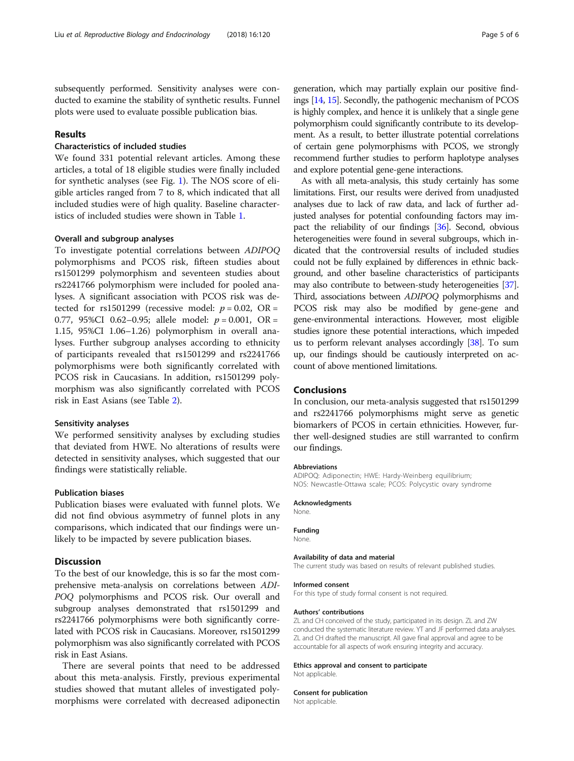subsequently performed. Sensitivity analyses were conducted to examine the stability of synthetic results. Funnel plots were used to evaluate possible publication bias.

## Results

### Characteristics of included studies

We found 331 potential relevant articles. Among these articles, a total of 18 eligible studies were finally included for synthetic analyses (see Fig. 1). The NOS score of eligible articles ranged from 7 to 8, which indicated that all included studies were of high quality. Baseline characteristics of included studies were shown in Table 1.

### Overall and subgroup analyses

To investigate potential correlations between *ADIPOQ* polymorphisms and PCOS risk, fifteen studies about rs1501299 polymorphism and seventeen studies about rs2241766 polymorphism were included for pooled analyses. A significant association with PCOS risk was detected for rs1501299 (recessive model: $p = 0.02$, OR = 0.77, 95%CI 0.62–0.95; allele model: $p = 0.001$, OR = 1.15, 95%CI 1.06–1.26) polymorphism in overall analyses. Further subgroup analyses according to ethnicity of participants revealed that rs1501299 and rs2241766 polymorphisms were both significantly correlated with PCOS risk in Caucasians. In addition, rs1501299 polymorphism was also significantly correlated with PCOS risk in East Asians (see Table 2).

### Sensitivity analyses

We performed sensitivity analyses by excluding studies that deviated from HWE. No alterations of results were detected in sensitivity analyses, which suggested that our findings were statistically reliable.

### Publication biases

Publication biases were evaluated with funnel plots. We did not find obvious asymmetry of funnel plots in any comparisons, which indicated that our findings were unlikely to be impacted by severe publication biases.

## Discussion

To the best of our knowledge, this is so far the most comprehensive meta-analysis on correlations between *ADIPOQ* polymorphisms and PCOS risk. Our overall and subgroup analyses demonstrated that rs1501299 and rs2241766 polymorphisms were both significantly correlated with PCOS risk in Caucasians. Moreover, rs1501299 polymorphism was also significantly correlated with PCOS risk in East Asians.

There are several points that need to be addressed about this meta-analysis. Firstly, previous experimental studies showed that mutant alleles of investigated polymorphisms were correlated with decreased adiponectin generation, which may partially explain our positive findings [14, 15]. Secondly, the pathogenic mechanism of PCOS is highly complex, and hence it is unlikely that a single gene polymorphism could significantly contribute to its development. As a result, to better illustrate potential correlations of certain gene polymorphisms with PCOS, we strongly recommend further studies to perform haplotype analyses and explore potential gene-gene interactions.

As with all meta-analysis, this study certainly has some limitations. First, our results were derived from unadjusted analyses due to lack of raw data, and lack of further adjusted analyses for potential confounding factors may impact the reliability of our findings [36]. Second, obvious heterogeneities were found in several subgroups, which indicated that the controversial results of included studies could not be fully explained by differences in ethnic background, and other baseline characteristics of participants may also contribute to between-study heterogeneities [37]. Third, associations between *ADIPOQ* polymorphisms and PCOS risk may also be modified by gene-gene and gene-environmental interactions. However, most eligible studies ignore these potential interactions, which impeded us to perform relevant analyses accordingly [38]. To sum up, our findings should be cautiously interpreted on account of above mentioned limitations.

## Conclusions

In conclusion, our meta-analysis suggested that rs1501299 and rs2241766 polymorphisms might serve as genetic biomarkers of PCOS in certain ethnicities. However, further well-designed studies are still warranted to confirm our findings.

#### Abbreviations

ADIPOQ: Adiponectin; HWE: Hardy-Weinberg equilibrium; NOS: Newcastle-Ottawa scale; PCOS: Polycystic ovary syndrome

#### Acknowledgments

None.

#### Funding

None.

#### Availability of data and material

The current study was based on results of relevant published studies.

#### Informed consent

For this type of study formal consent is not required.

#### Authors' contributions

ZL and CH conceived of the study, participated in its design. ZL and ZW conducted the systematic literature review. YT and JF performed data analyses. ZL and CH drafted the manuscript. All gave final approval and agree to be accountable for all aspects of work ensuring integrity and accuracy.

#### Ethics approval and consent to participate

Not applicable.

#### Consent for publication

Not applicable.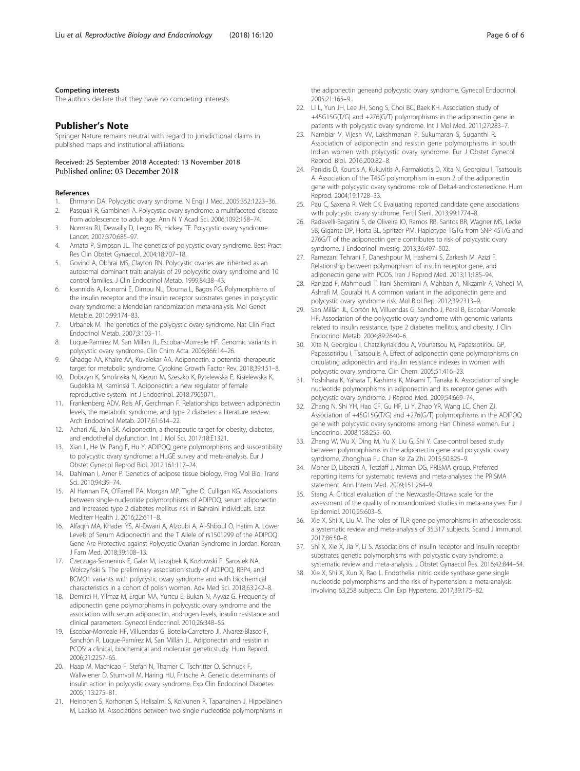#### Competing interests

The authors declare that they have no competing interests.

## Publisher's Note

Springer Nature remains neutral with regard to jurisdictional claims in published maps and institutional affiliations.

Received: 25 September 2018 Accepted: 13 November 2018
Published online: 03 December 2018

#### References

1. Ehrmann DA. Polycystic ovary syndrome. N Engl J Med. 2005;352:1223–36.
2. Pasquali R, Gambineri A. Polycystic ovary syndrome: a multifaceted disease from adolescence to adult age. Ann N Y Acad Sci. 2006;1092:158–74.
3. Norman RJ, Dewailly D, Legro RS, Hickey TE. Polycystic ovary syndrome. Lancet. 2007;370:685–97.
4. Amato P, Simpson JL. The genetics of polycystic ovary syndrome. Best Pract Res Clin Obstet Gynaecol. 2004;18:707–18.
5. Govind A, Obhrai MS, Clayton RN. Polycystic ovaries are inherited as an autosomal dominant trait: analysis of 29 polycystic ovary syndrome and 10 control families. J Clin Endocrinol Metab. 1999;84:38–43.
6. Ioannidis A, Ikonomi E, Dimou NL, Douma L, Bagos PG. Polymorphisms of the insulin receptor and the insulin receptor substrates genes in polycystic ovary syndrome: a Mendelian randomization meta-analysis. Mol Genet Metable. 2010;99:174–83.
7. Urbanek M. The genetics of the polycystic ovary syndrome. Nat Clin Pract Endocrinol Metab. 2007;3:103–11.
8. Luque-Ramirez M, San Millan JL, Escobar-Morreale HF. Genomic variants in polycystic ovary syndrome. Clin Chim Acta. 2006;366:14–26.
9. Ghadge AA, Khaire AA, Kuvalekar AA. Adiponectin: a potential therapeutic target for metabolic syndrome. Cytokine Growth Factor Rev. 2018;39:151–8.
10. Dobrzyn K, Smolinska N, Kiezun M, Szeszko K, Rytelewska E, Kisielewska K, Gudelska M, Kaminski T. Adiponectin: a new regulator of female reproductive system. Int J Endocrinol. 2018:7965071.
11. Frankenberg ADV, Reis AF, Gerchman F. Relationships between adiponectin levels, the metabolic syndrome, and type 2 diabetes: a literature review. Arch Endocrinol Metab. 2017;61:614–22.
12. Achari AE, Jain SK. Adiponectin, a therapeutic target for obesity, diabetes, and endothelial dysfunction. Int J Mol Sci. 2017;18:E1321.
13. Xian L, He W, Pang F, Hu Y. ADIPOQ gene polymorphisms and susceptibility to polycystic ovary syndrome: a HuGE survey and meta-analysis. Eur J Obstet Gynecol Reprod Biol. 2012;161:117–24.
14. Dahlman I, Arner P. Genetics of adipose tissue biology. Prog Mol Biol Transl Sci. 2010;94:39–74.
15. Al Hannan FA, O'Farrell PA, Morgan MP, Tighe O, Culligan KG. Associations between single-nucleotide polymorphisms of ADIPOQ, serum adiponectin and increased type 2 diabetes mellitus risk in Bahraini individuals. East Mediterr Health J. 2016;22:611–8.
16. Alfaqih MA, Khader YS, Al-Dwairi A, Alzoubi A, Al-Shboul O, Hatim A. Lower Levels of Serum Adiponectin and the T Allele of rs1501299 of the ADIPOQ Gene Are Protective against Polycystic Ovarian Syndrome in Jordan. Korean J Fam Med. 2018;39:108–13.
17. Czeczuga-Semeniuk E, Galar M, Jarząbek K, Kozłowski P, Sarosiek NA, Wołczyński S. The preliminary association study of ADIPOQ, RBP4, and BCMO1 variants with polycystic ovary syndrome and with biochemical characteristics in a cohort of polish women. Adv Med Sci. 2018;63:242–8.
18. Demirci H, Yilmaz M, Ergun MA, Yurtcu E, Bukan N, Ayvaz G. Frequency of adiponectin gene polymorphisms in polycystic ovary syndrome and the association with serum adiponectin, androgen levels, insulin resistance and clinical parameters. Gynecol Endocrinol. 2010;26:348–55.
19. Escobar-Morreale HF, Villuendas G, Botella-Carretero JI, Alvarez-Blasco F, Sanchón R, Luque-Ramírez M, San Millán JL. Adiponectin and resistin in PCOS: a clinical, biochemical and molecular geneticstudy. Hum Reprod. 2006;21:2257–65.
20. Haap M, Machicao F, Stefan N, Thamer C, Tschritter O, Schnuck F, Wallwiener D, Stumvoll M, Häring HU, Fritsche A. Genetic determinants of insulin action in polycystic ovary syndrome. Exp Clin Endocrinol Diabetes. 2005;113:275–81.
21. Heinonen S, Korhonen S, Helisalmi S, Koivunen R, Tapanainen J, Hippeläinen M, Laakso M. Associations between two single nucleotide polymorphisms in the adiponectin geneand polycystic ovary syndrome. Gynecol Endocrinol. 2005;21:165–9.
22. Li L, Yun JH, Lee JH, Song S, Choi BC, Baek KH. Association study of +45G15G(T/G) and +276(G/T) polymorphisms in the adiponectin gene in patients with polycystic ovary syndrome. Int J Mol Med. 2011;27:283–7.
23. Nambiar V, Vijesh VV, Lakshmanan P, Sukumaran S, Suganthi R. Association of adiponectin and resistin gene polymorphisms in south Indian women with polycystic ovary syndrome. Eur J Obstet Gynecol Reprod Biol. 2016;200:82–8.
24. Panidis D, Kourtis A, Kukuvitis A, Farmakiotis D, Xita N, Georgiou I, Tsatsoulis A. Association of the T45G polymorphism in exon 2 of the adiponectin gene with polycystic ovary syndrome: role of Delta4-androstenedione. Hum Reprod. 2004;19:1728–33.
25. Pau C, Saxena R, Welt CK. Evaluating reported candidate gene associations with polycystic ovary syndrome. Fertil Steril. 2013;99:1774–8.
26. Radavelli-Bagatini S, de Oliveira IO, Ramos RB, Santos BR, Wagner MS, Lecke SB, Gigante DP, Horta BL, Spritzer PM. Haplotype TGTG from SNP 45T/G and 276G/T of the adiponectin gene contributes to risk of polycystic ovary syndrome. J Endocrinol Investig. 2013;36:497–502.
27. Ramezani Tehrani F, Daneshpour M, Hashemi S, Zarkesh M, Azizi F. Relationship between polymorphism of insulin receptor gene, and adiponectin gene with PCOS. Iran J Reprod Med. 2013;11:185–94.
28. Ranjzad F, Mahmoudi T, Irani Shemirani A, Mahban A, Nikzamir A, Vahedi M, Ashrafi M, Gourabi H. A common variant in the adiponectin gene and polycystic ovary syndrome risk. Mol Biol Rep. 2012;39:2313–9.
29. San Millán JL, Cortón M, Villuendas G, Sancho J, Peral B, Escobar-Morreale HF. Association of the polycystic ovary syndrome with genomic variants related to insulin resistance, type 2 diabetes mellitus, and obesity. J Clin Endocrinol Metab. 2004;89:2640–6.
30. Xita N, Georgiou I, Chatzikyriakidou A, Vounatsou M, Papassotiriou GP, Papassotiriou I, Tsatsoulis A. Effect of adiponectin gene polymorphisms on circulating adiponectin and insulin resistance indexes in women with polycystic ovary syndrome. Clin Chem. 2005;51:416–23.
31. Yoshihara K, Yahata T, Kashima K, Mikami T, Tanaka K. Association of single nucleotide polymorphisms in adiponectin and its receptor genes with polycystic ovary syndrome. J Reprod Med. 2009;54:669–74.
32. Zhang N, Shi YH, Hao CF, Gu HF, Li Y, Zhao YR, Wang LC, Chen ZJ. Association of +45G15G(T/G) and +276(G/T) polymorphisms in the ADIPOQ gene with polycystic ovary syndrome among Han Chinese women. Eur J Endocrinol. 2008;158:255–60.
33. Zhang W, Wu X, Ding M, Yu X, Liu G, Shi Y. Case-control based study between polymorphisms in the adiponectin gene and polycystic ovary syndrome. Zhonghua Fu Chan Ke Za Zhi. 2015;50:825–9.
34. Moher D, Liberati A, Tetzlaff J, Altman DG, PRISMA group. Preferred reporting items for systematic reviews and meta-analyses: the PRISMA statement. Ann Intern Med. 2009;151:264–9.
35. Stang A. Critical evaluation of the Newcastle-Ottawa scale for the assessment of the quality of nonrandomized studies in meta-analyses. Eur J Epidemiol. 2010;25:603–5.
36. Xie X, Shi X, Liu M. The roles of TLR gene polymorphisms in atherosclerosis: a systematic review and meta-analysis of 35,317 subjects. Scand J Immunol. 2017;86:50–8.
37. Shi X, Xie X, Jia Y, Li S. Associations of insulin receptor and insulin receptor substrates genetic polymorphisms with polycystic ovary syndrome: a systematic review and meta-analysis. J Obstet Gynaecol Res. 2016;42:844–54.
38. Xie X, Shi X, Xun X, Rao L. Endothelial nitric oxide synthase gene single nucleotide polymorphisms and the risk of hypertension: a meta-analysis involving 63,258 subjects. Clin Exp Hypertens. 2017;39:175–82.